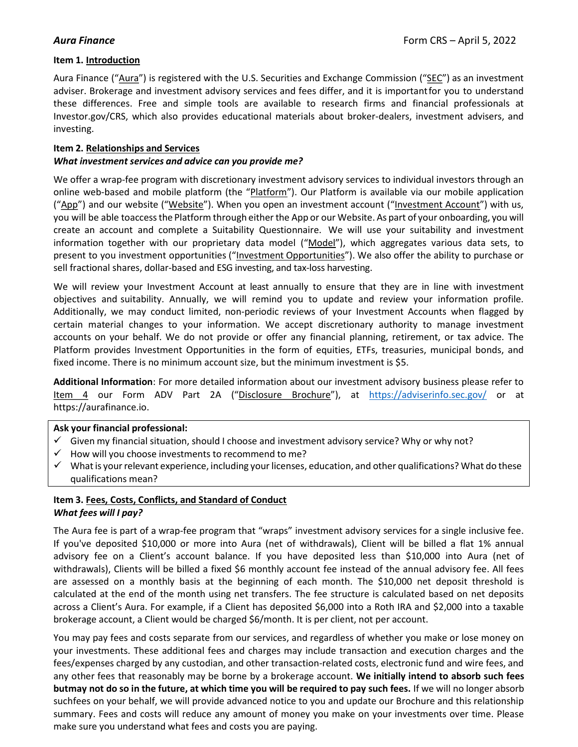**Aura Finance** Form CRS – April 5, 2022

**Item 1. Introduction**

Aura Finance ("Aura") is registered with the U.S. Securities and Exchange Commission ("SEC") as an investment adviser. Brokerage and investment advisory services and fees differ, and it is important for you to understand these differences. Free and simple tools are available to research firms and financial professionals at Investor.gov/CRS, which also provides educational materials about broker-dealers, investment advisers, and investing.

**Item 2. Relationships and Services**

***What investment services and advice can you provide me?***

We offer a wrap-fee program with discretionary investment advisory services to individual investors through an online web-based and mobile platform (the "Platform"). Our Platform is available via our mobile application ("App") and our website ("Website"). When you open an investment account ("Investment Account") with us, you will be able to access the Platform through either the App or our Website. As part of your onboarding, you will create an account and complete a Suitability Questionnaire. We will use your suitability and investment information together with our proprietary data model ("Model"), which aggregates various data sets, to present to you investment opportunities ("Investment Opportunities"). We also offer the ability to purchase or sell fractional shares, dollar-based and ESG investing, and tax-loss harvesting.

We will review your Investment Account at least annually to ensure that they are in line with investment objectives and suitability. Annually, we will remind you to update and review your information profile. Additionally, we may conduct limited, non-periodic reviews of your Investment Accounts when flagged by certain material changes to your information. We accept discretionary authority to manage investment accounts on your behalf. We do not provide or offer any financial planning, retirement, or tax advice. The Platform provides Investment Opportunities in the form of equities, ETFs, treasuries, municipal bonds, and fixed income. There is no minimum account size, but the minimum investment is $5.

**Additional Information**: For more detailed information about our investment advisory business please refer to Item 4 our Form ADV Part 2A ("Disclosure Brochure"), at https://adviserinfo.sec.gov/ or at https://aurafinance.io.

**Ask your financial professional:**
- ✓ Given my financial situation, should I choose and investment advisory service? Why or why not?
- ✓ How will you choose investments to recommend to me?
- ✓ What is your relevant experience, including your licenses, education, and other qualifications? What do these qualifications mean?

**Item 3. Fees, Costs, Conflicts, and Standard of Conduct**

***What fees will I pay?***

The Aura fee is part of a wrap-fee program that "wraps" investment advisory services for a single inclusive fee. If you've deposited $10,000 or more into Aura (net of withdrawals), Client will be billed a flat 1% annual advisory fee on a Client's account balance. If you have deposited less than $10,000 into Aura (net of withdrawals), Clients will be billed a fixed $6 monthly account fee instead of the annual advisory fee. All fees are assessed on a monthly basis at the beginning of each month. The $10,000 net deposit threshold is calculated at the end of the month using net transfers. The fee structure is calculated based on net deposits across a Client's Aura. For example, if a Client has deposited $6,000 into a Roth IRA and $2,000 into a taxable brokerage account, a Client would be charged $6/month. It is per client, not per account.

You may pay fees and costs separate from our services, and regardless of whether you make or lose money on your investments. These additional fees and charges may include transaction and execution charges and the fees/expenses charged by any custodian, and other transaction-related costs, electronic fund and wire fees, and any other fees that reasonably may be borne by a brokerage account. **We initially intend to absorb such fees butmay not do so in the future, at which time you will be required to pay such fees.** If we will no longer absorb suchfees on your behalf, we will provide advanced notice to you and update our Brochure and this relationship summary. Fees and costs will reduce any amount of money you make on your investments over time. Please make sure you understand what fees and costs you are paying.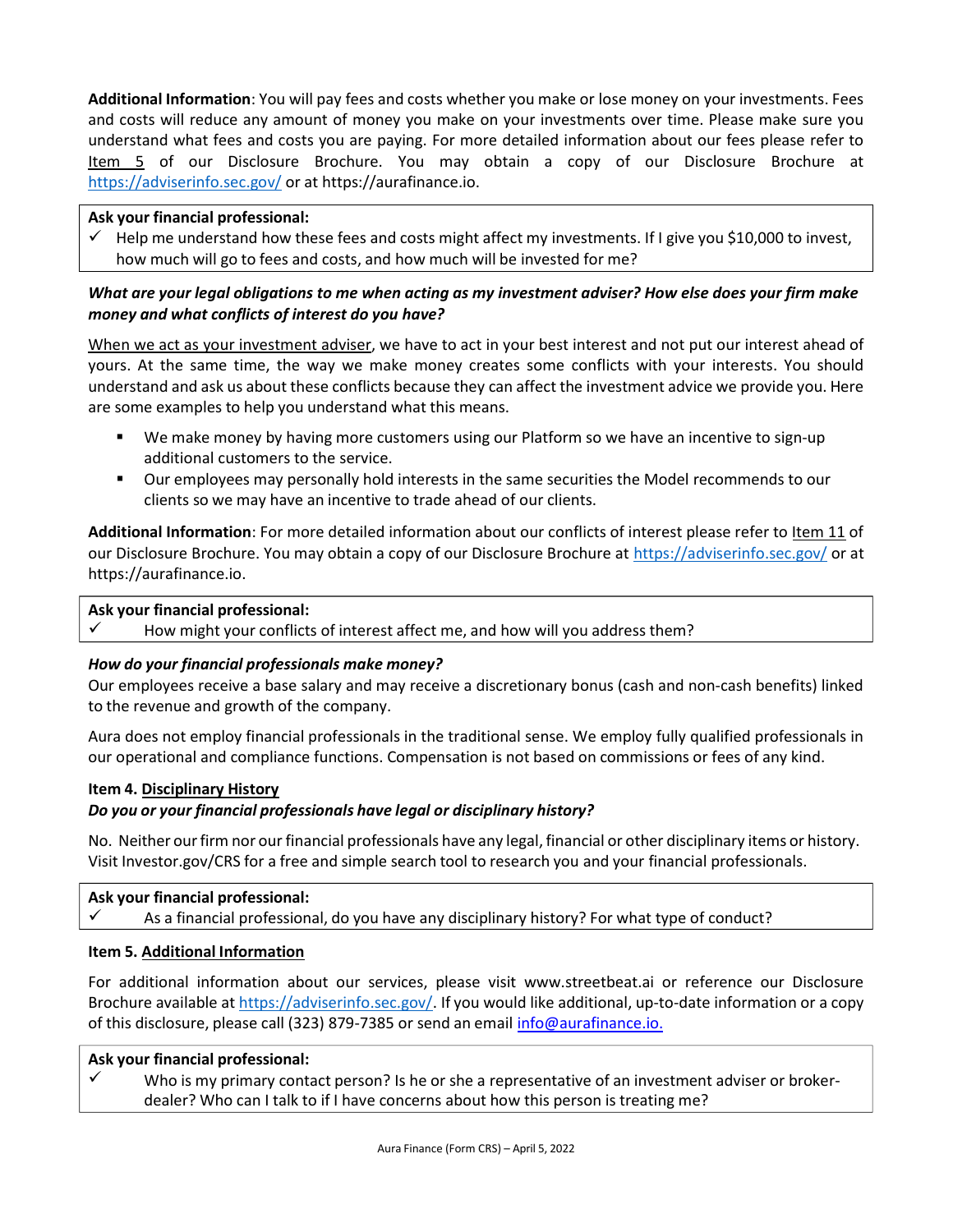**Additional Information**: You will pay fees and costs whether you make or lose money on your investments. Fees and costs will reduce any amount of money you make on your investments over time. Please make sure you understand what fees and costs you are paying. For more detailed information about our fees please refer to Item 5 of our Disclosure Brochure. You may obtain a copy of our Disclosure Brochure at https://adviserinfo.sec.gov/ or at https://aurafinance.io.

**Ask your financial professional:**

- ✓ Help me understand how these fees and costs might affect my investments. If I give you $10,000 to invest, how much will go to fees and costs, and how much will be invested for me?

***What are your legal obligations to me when acting as my investment adviser? How else does your firm make money and what conflicts of interest do you have?***

When we act as your investment adviser, we have to act in your best interest and not put our interest ahead of yours. At the same time, the way we make money creates some conflicts with your interests. You should understand and ask us about these conflicts because they can affect the investment advice we provide you. Here are some examples to help you understand what this means.

- We make money by having more customers using our Platform so we have an incentive to sign-up additional customers to the service.
- Our employees may personally hold interests in the same securities the Model recommends to our clients so we may have an incentive to trade ahead of our clients.

**Additional Information**: For more detailed information about our conflicts of interest please refer to Item 11 of our Disclosure Brochure. You may obtain a copy of our Disclosure Brochure at https://adviserinfo.sec.gov/ or at https://aurafinance.io.

**Ask your financial professional:**

- ✓ How might your conflicts of interest affect me, and how will you address them?

***How do your financial professionals make money?***

Our employees receive a base salary and may receive a discretionary bonus (cash and non-cash benefits) linked to the revenue and growth of the company.

Aura does not employ financial professionals in the traditional sense. We employ fully qualified professionals in our operational and compliance functions. Compensation is not based on commissions or fees of any kind.

**Item 4. Disciplinary History**

***Do you or your financial professionals have legal or disciplinary history?***

No. Neither our firm nor our financial professionals have any legal, financial or other disciplinary items or history. Visit Investor.gov/CRS for a free and simple search tool to research you and your financial professionals.

**Ask your financial professional:**

- ✓ As a financial professional, do you have any disciplinary history? For what type of conduct?

**Item 5. Additional Information**

For additional information about our services, please visit www.streetbeat.ai or reference our Disclosure Brochure available at https://adviserinfo.sec.gov/. If you would like additional, up-to-date information or a copy of this disclosure, please call (323) 879-7385 or send an email info@aurafinance.io.

**Ask your financial professional:**

- ✓ Who is my primary contact person? Is he or she a representative of an investment adviser or broker-dealer? Who can I talk to if I have concerns about how this person is treating me?